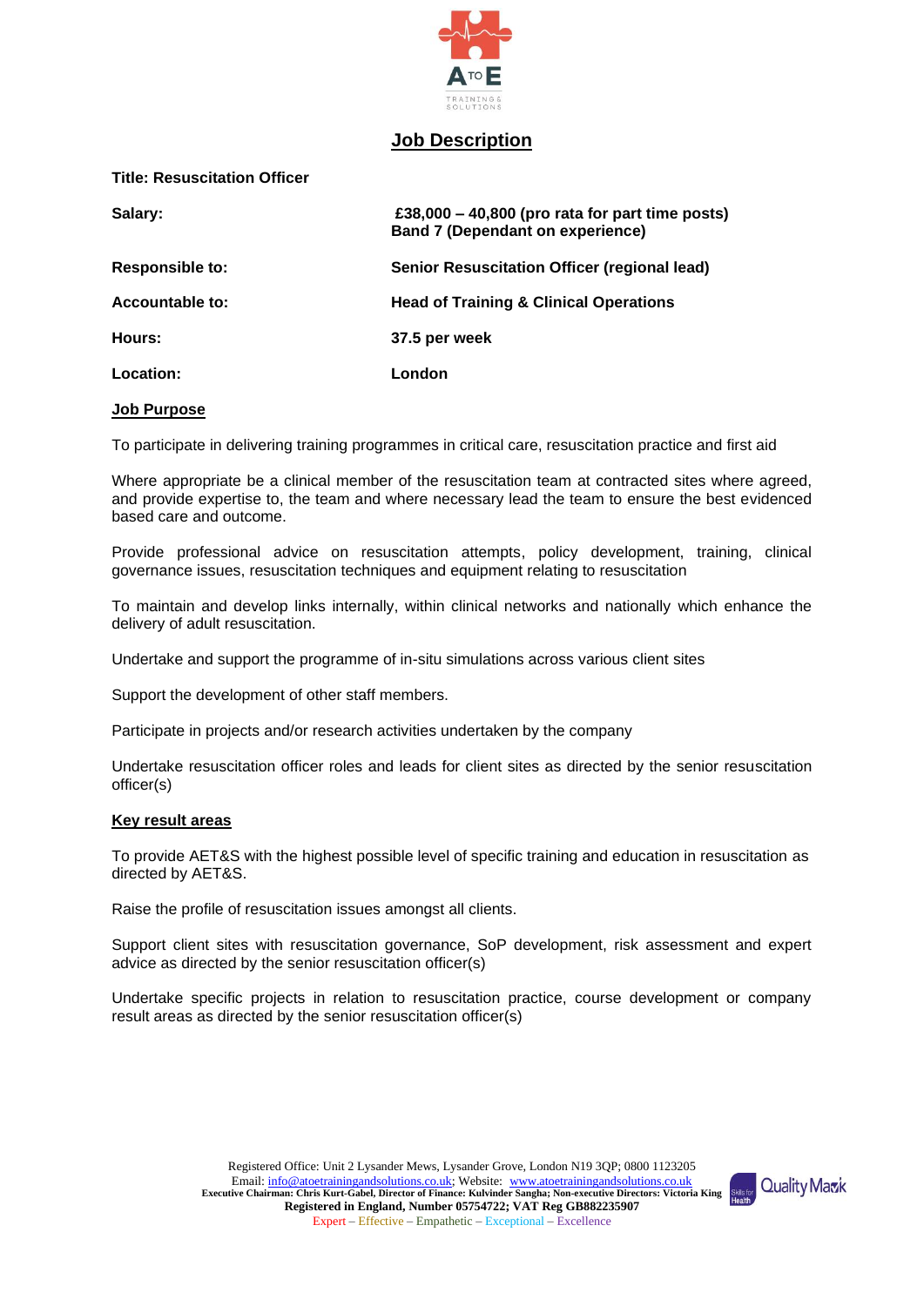# Job Description

**Title: Resuscitation Officer**

| | |
|---|---|
| **Salary:** | **£38,000 – 40,800 (pro rata for part time posts)** **Band 7 (Dependant on experience)** |
| **Responsible to:** | **Senior Resuscitation Officer (regional lead)** |
| **Accountable to:** | **Head of Training & Clinical Operations** |
| **Hours:** | **37.5 per week** |
| **Location:** | **London** |

## Job Purpose

To participate in delivering training programmes in critical care, resuscitation practice and first aid

Where appropriate be a clinical member of the resuscitation team at contracted sites where agreed, and provide expertise to, the team and where necessary lead the team to ensure the best evidenced based care and outcome.

Provide professional advice on resuscitation attempts, policy development, training, clinical governance issues, resuscitation techniques and equipment relating to resuscitation

To maintain and develop links internally, within clinical networks and nationally which enhance the delivery of adult resuscitation.

Undertake and support the programme of in-situ simulations across various client sites

Support the development of other staff members.

Participate in projects and/or research activities undertaken by the company

Undertake resuscitation officer roles and leads for client sites as directed by the senior resuscitation officer(s)

## Key result areas

To provide AET&S with the highest possible level of specific training and education in resuscitation as directed by AET&S.

Raise the profile of resuscitation issues amongst all clients.

Support client sites with resuscitation governance, SoP development, risk assessment and expert advice as directed by the senior resuscitation officer(s)

Undertake specific projects in relation to resuscitation practice, course development or company result areas as directed by the senior resuscitation officer(s)

Registered Office: Unit 2 Lysander Mews, Lysander Grove, London N19 3QP; 0800 1123205
Email: info@atoetrainingandsolutions.co.uk; Website: www.atoetrainingandsolutions.co.uk
**Executive Chairman: Chris Kurt-Gabel, Director of Finance: Kulvinder Sangha; Non-executive Directors: Victoria King**
**Registered in England, Number 05754722; VAT Reg GB882235907**
Expert – Effective – Empathetic – Exceptional – Excellence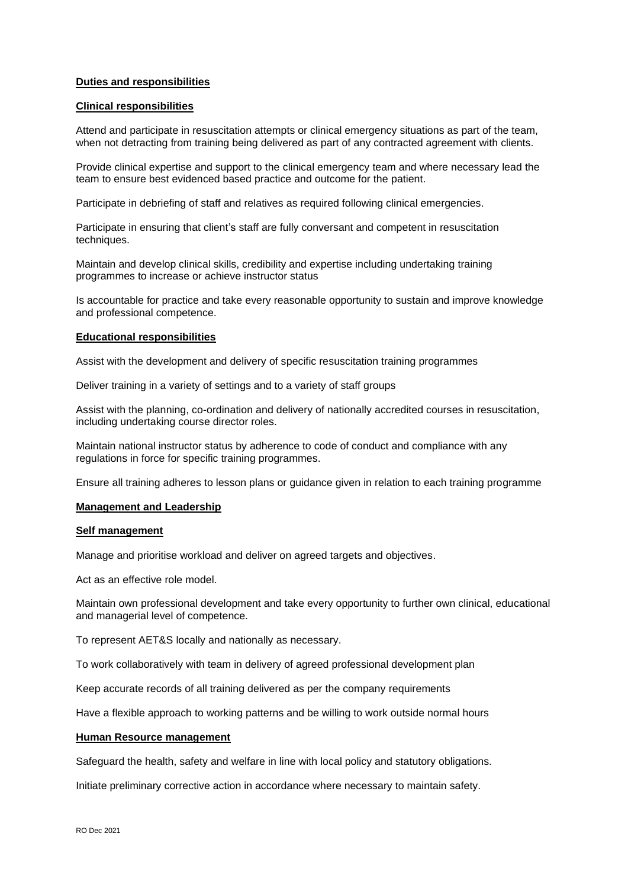## Duties and responsibilities

### Clinical responsibilities

Attend and participate in resuscitation attempts or clinical emergency situations as part of the team, when not detracting from training being delivered as part of any contracted agreement with clients.

Provide clinical expertise and support to the clinical emergency team and where necessary lead the team to ensure best evidenced based practice and outcome for the patient.

Participate in debriefing of staff and relatives as required following clinical emergencies.

Participate in ensuring that client's staff are fully conversant and competent in resuscitation techniques.

Maintain and develop clinical skills, credibility and expertise including undertaking training programmes to increase or achieve instructor status

Is accountable for practice and take every reasonable opportunity to sustain and improve knowledge and professional competence.

### Educational responsibilities

Assist with the development and delivery of specific resuscitation training programmes

Deliver training in a variety of settings and to a variety of staff groups

Assist with the planning, co-ordination and delivery of nationally accredited courses in resuscitation, including undertaking course director roles.

Maintain national instructor status by adherence to code of conduct and compliance with any regulations in force for specific training programmes.

Ensure all training adheres to lesson plans or guidance given in relation to each training programme

### Management and Leadership

#### Self management

Manage and prioritise workload and deliver on agreed targets and objectives.

Act as an effective role model.

Maintain own professional development and take every opportunity to further own clinical, educational and managerial level of competence.

To represent AET&S locally and nationally as necessary.

To work collaboratively with team in delivery of agreed professional development plan

Keep accurate records of all training delivered as per the company requirements

Have a flexible approach to working patterns and be willing to work outside normal hours

#### Human Resource management

Safeguard the health, safety and welfare in line with local policy and statutory obligations.

Initiate preliminary corrective action in accordance where necessary to maintain safety.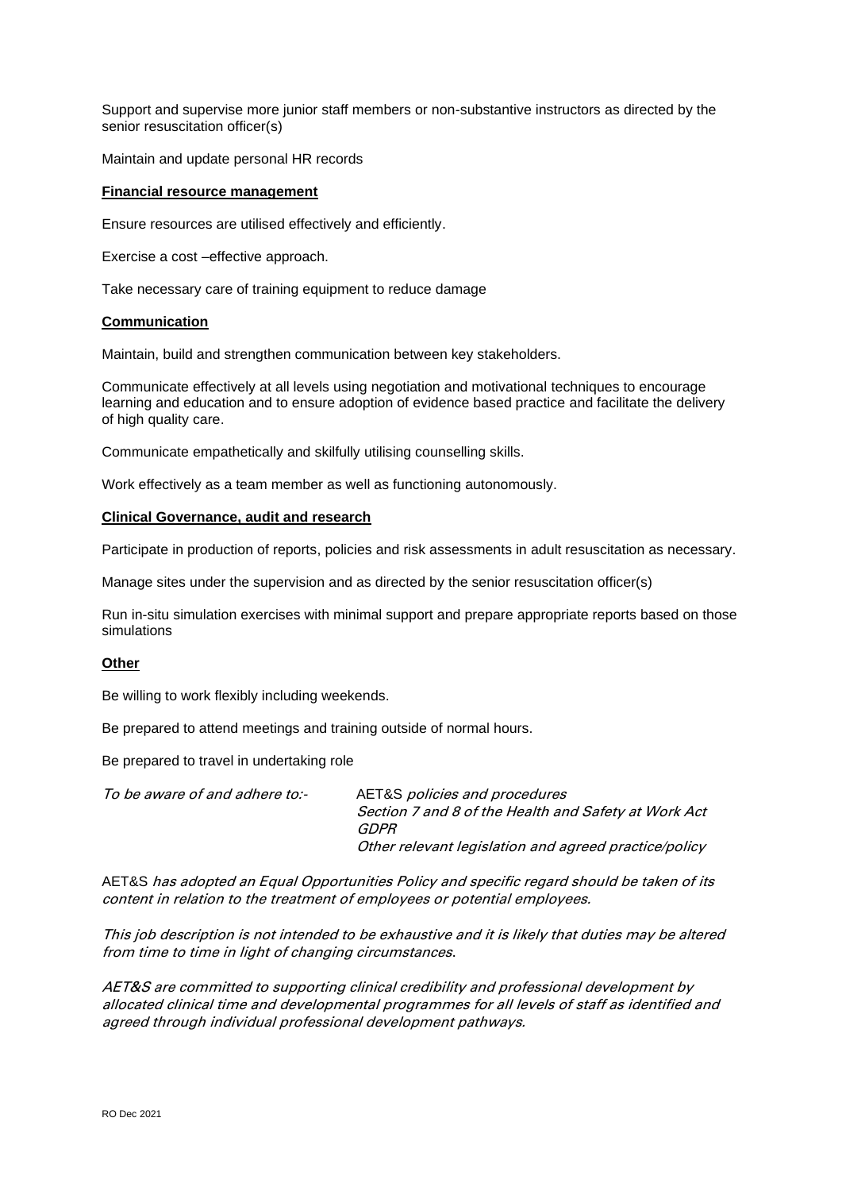Support and supervise more junior staff members or non-substantive instructors as directed by the senior resuscitation officer(s)

Maintain and update personal HR records

**Financial resource management**

Ensure resources are utilised effectively and efficiently.

Exercise a cost –effective approach.

Take necessary care of training equipment to reduce damage

**Communication**

Maintain, build and strengthen communication between key stakeholders.

Communicate effectively at all levels using negotiation and motivational techniques to encourage learning and education and to ensure adoption of evidence based practice and facilitate the delivery of high quality care.

Communicate empathetically and skilfully utilising counselling skills.

Work effectively as a team member as well as functioning autonomously.

**Clinical Governance, audit and research**

Participate in production of reports, policies and risk assessments in adult resuscitation as necessary.

Manage sites under the supervision and as directed by the senior resuscitation officer(s)

Run in-situ simulation exercises with minimal support and prepare appropriate reports based on those simulations

**Other**

Be willing to work flexibly including weekends.

Be prepared to attend meetings and training outside of normal hours.

Be prepared to travel in undertaking role

*To be aware of and adhere to:-* AET&S *policies and procedures*
*Section 7 and 8 of the Health and Safety at Work Act*
*GDPR*
*Other relevant legislation and agreed practice/policy*

AET&S *has adopted an Equal Opportunities Policy and specific regard should be taken of its content in relation to the treatment of employees or potential employees.*

*This job description is not intended to be exhaustive and it is likely that duties may be altered from time to time in light of changing circumstances.*

*AET&S are committed to supporting clinical credibility and professional development by allocated clinical time and developmental programmes for all levels of staff as identified and agreed through individual professional development pathways.*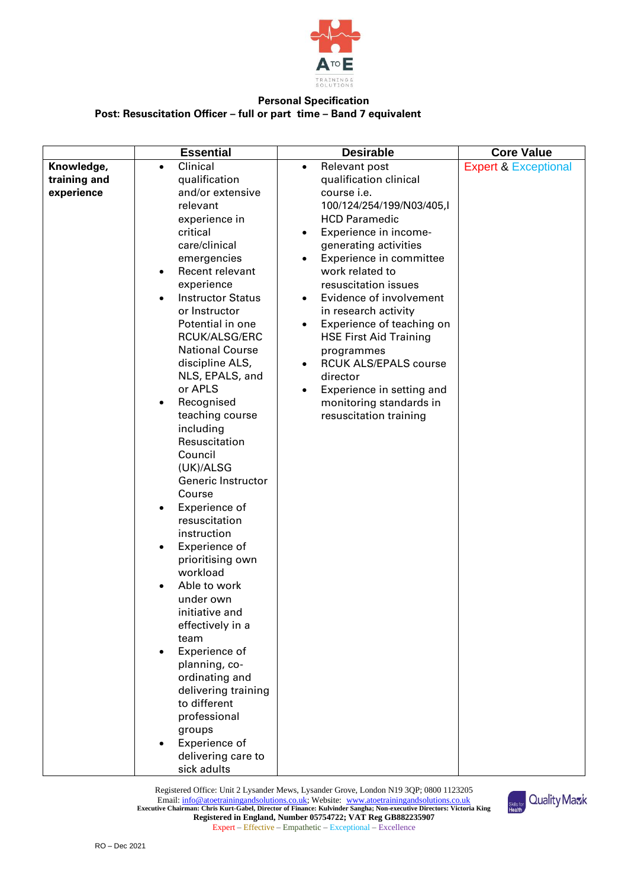**Personal Specification**

**Post: Resuscitation Officer – full or part time – Band 7 equivalent**

| | Essential | Desirable | Core Value |
|---|---|---|---|
| **Knowledge, training and experience** | • Clinical qualification and/or extensive relevant experience in critical care/clinical emergencies<br>• Recent relevant experience<br>• Instructor Status or Instructor Potential in one RCUK/ALSG/ERC National Course discipline ALS, NLS, EPALS, and or APLS<br>• Recognised teaching course including Resuscitation Council (UK)/ALSG Generic Instructor Course<br>• Experience of resuscitation instruction<br>• Experience of prioritising own workload<br>• Able to work under own initiative and effectively in a team<br>• Experience of planning, co-ordinating and delivering training to different professional groups<br>• Experience of delivering care to sick adults | • Relevant post qualification clinical course i.e. 100/124/254/199/N03/405,I HCD Paramedic<br>• Experience in income-generating activities<br>• Experience in committee work related to resuscitation issues<br>• Evidence of involvement in research activity<br>• Experience of teaching on HSE First Aid Training programmes<br>• RCUK ALS/EPALS course director<br>• Experience in setting and monitoring standards in resuscitation training | Expert & Exceptional |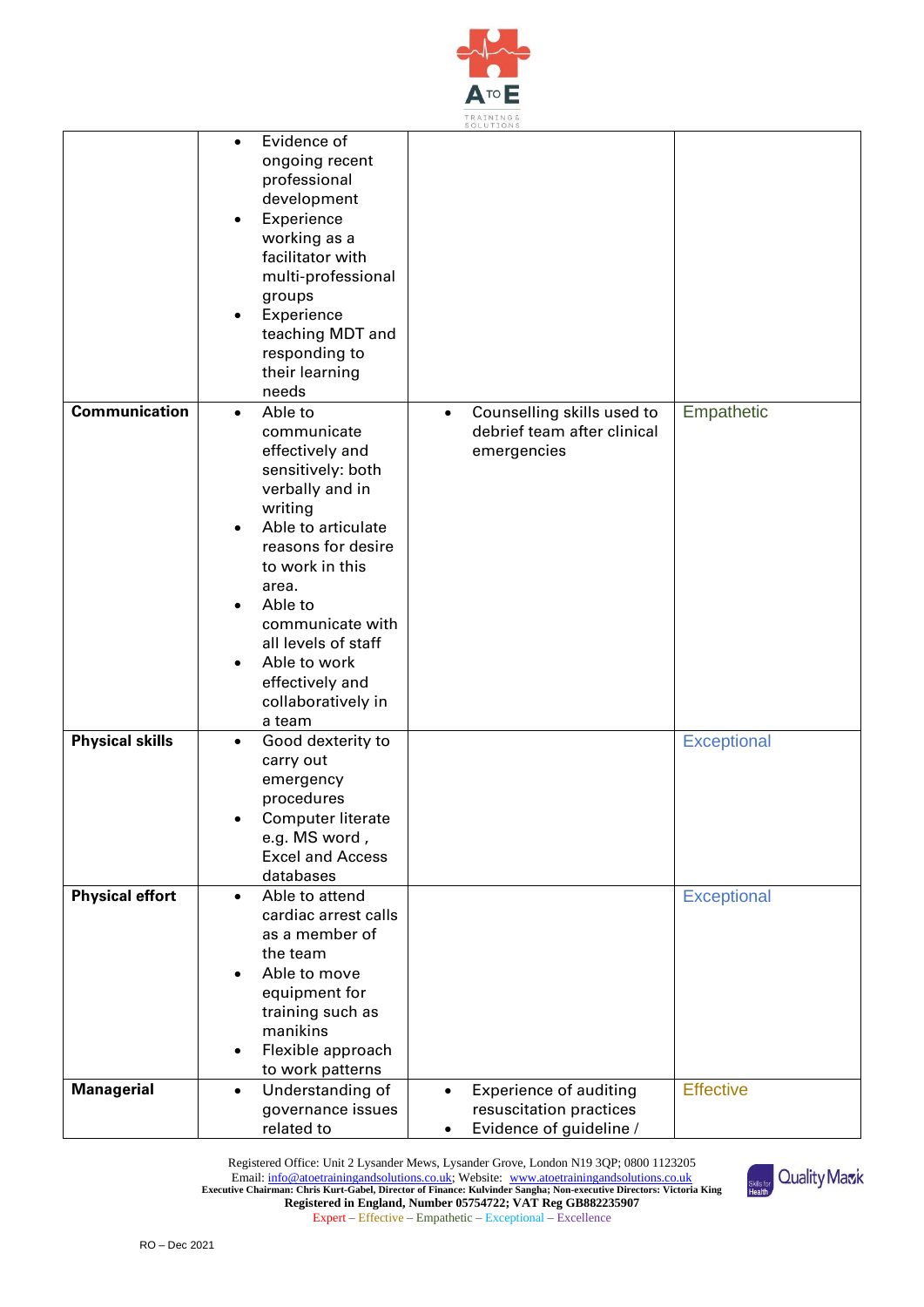| | | | |
|---|---|---|---|
| | • Evidence of ongoing recent professional development<br>• Experience working as a facilitator with multi-professional groups<br>• Experience teaching MDT and responding to their learning needs | | |
| **Communication** | • Able to communicate effectively and sensitively: both verbally and in writing<br>• Able to articulate reasons for desire to work in this area.<br>• Able to communicate with all levels of staff<br>• Able to work effectively and collaboratively in a team | • Counselling skills used to debrief team after clinical emergencies | Empathetic |
| **Physical skills** | • Good dexterity to carry out emergency procedures<br>• Computer literate e.g. MS word , Excel and Access databases | | Exceptional |
| **Physical effort** | • Able to attend cardiac arrest calls as a member of the team<br>• Able to move equipment for training such as manikins<br>• Flexible approach to work patterns | | Exceptional |
| **Managerial** | • Understanding of governance issues related to | • Experience of auditing resuscitation practices<br>• Evidence of guideline / | Effective |

Registered Office: Unit 2 Lysander Mews, Lysander Grove, London N19 3QP; 0800 1123205
Email: info@atoetrainingandsolutions.co.uk; Website: www.atoetrainingandsolutions.co.uk
Executive Chairman: Chris Kurt-Gabel, Director of Finance: Kulvinder Sangha; Non-executive Directors: Victoria King
Registered in England, Number 05754722; VAT Reg GB882235907
Expert – Effective – Empathetic – Exceptional – Excellence

RO – Dec 2021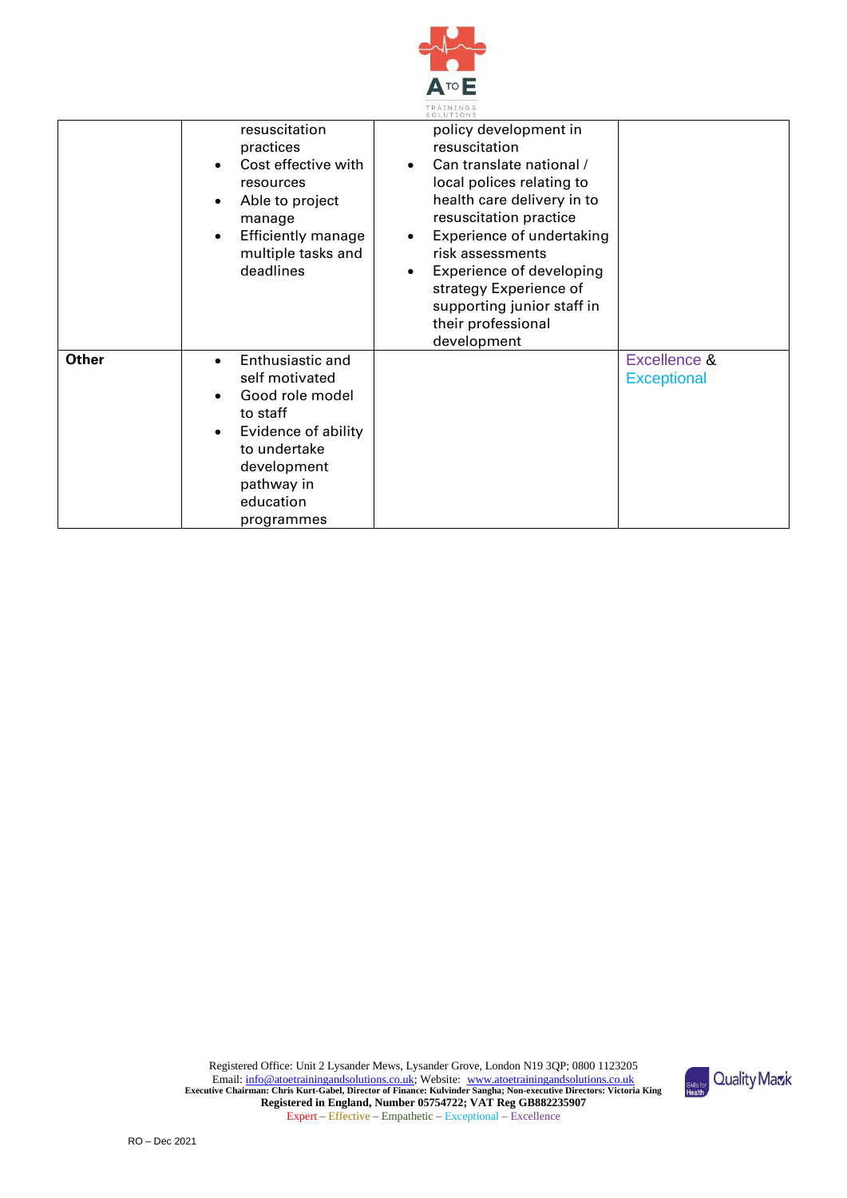| | | | |
|---|---|---|---|
| | resuscitation practices<br>• Cost effective with resources<br>• Able to project manage<br>• Efficiently manage multiple tasks and deadlines | policy development in resuscitation<br>• Can translate national / local polices relating to health care delivery in to resuscitation practice<br>• Experience of undertaking risk assessments<br>• Experience of developing strategy Experience of supporting junior staff in their professional development | |
| **Other** | • Enthusiastic and self motivated<br>• Good role model to staff<br>• Evidence of ability to undertake development pathway in education programmes | | Excellence & Exceptional |